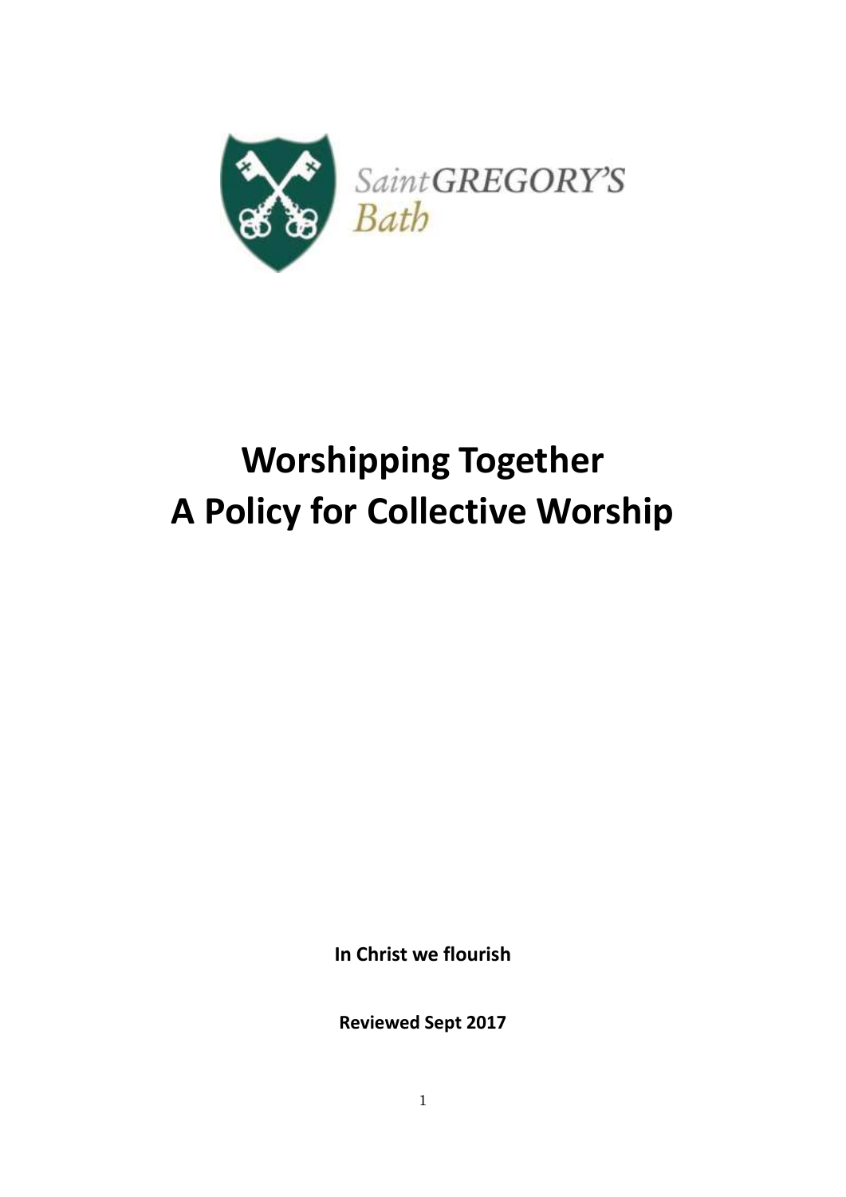SaintGREGORY'S
Bath

# Worshipping Together
# A Policy for Collective Worship

**In Christ we flourish**

**Reviewed Sept 2017**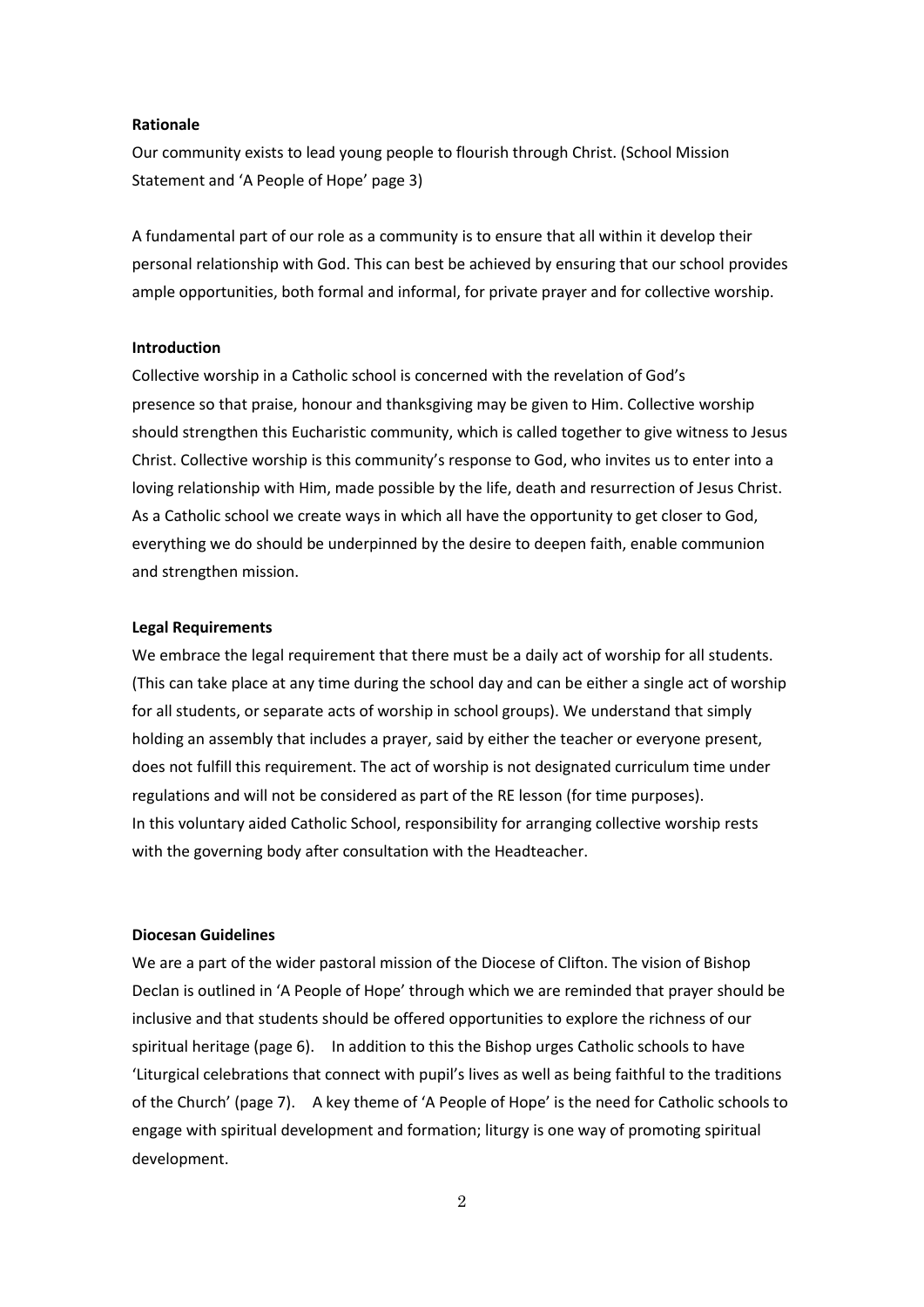**Rationale**

Our community exists to lead young people to flourish through Christ. (School Mission Statement and 'A People of Hope' page 3)

A fundamental part of our role as a community is to ensure that all within it develop their personal relationship with God. This can best be achieved by ensuring that our school provides ample opportunities, both formal and informal, for private prayer and for collective worship.

**Introduction**

Collective worship in a Catholic school is concerned with the revelation of God's presence so that praise, honour and thanksgiving may be given to Him. Collective worship should strengthen this Eucharistic community, which is called together to give witness to Jesus Christ. Collective worship is this community's response to God, who invites us to enter into a loving relationship with Him, made possible by the life, death and resurrection of Jesus Christ. As a Catholic school we create ways in which all have the opportunity to get closer to God, everything we do should be underpinned by the desire to deepen faith, enable communion and strengthen mission.

**Legal Requirements**

We embrace the legal requirement that there must be a daily act of worship for all students. (This can take place at any time during the school day and can be either a single act of worship for all students, or separate acts of worship in school groups). We understand that simply holding an assembly that includes a prayer, said by either the teacher or everyone present, does not fulfill this requirement. The act of worship is not designated curriculum time under regulations and will not be considered as part of the RE lesson (for time purposes).
In this voluntary aided Catholic School, responsibility for arranging collective worship rests with the governing body after consultation with the Headteacher.

**Diocesan Guidelines**

We are a part of the wider pastoral mission of the Diocese of Clifton. The vision of Bishop Declan is outlined in 'A People of Hope' through which we are reminded that prayer should be inclusive and that students should be offered opportunities to explore the richness of our spiritual heritage (page 6). In addition to this the Bishop urges Catholic schools to have 'Liturgical celebrations that connect with pupil's lives as well as being faithful to the traditions of the Church' (page 7). A key theme of 'A People of Hope' is the need for Catholic schools to engage with spiritual development and formation; liturgy is one way of promoting spiritual development.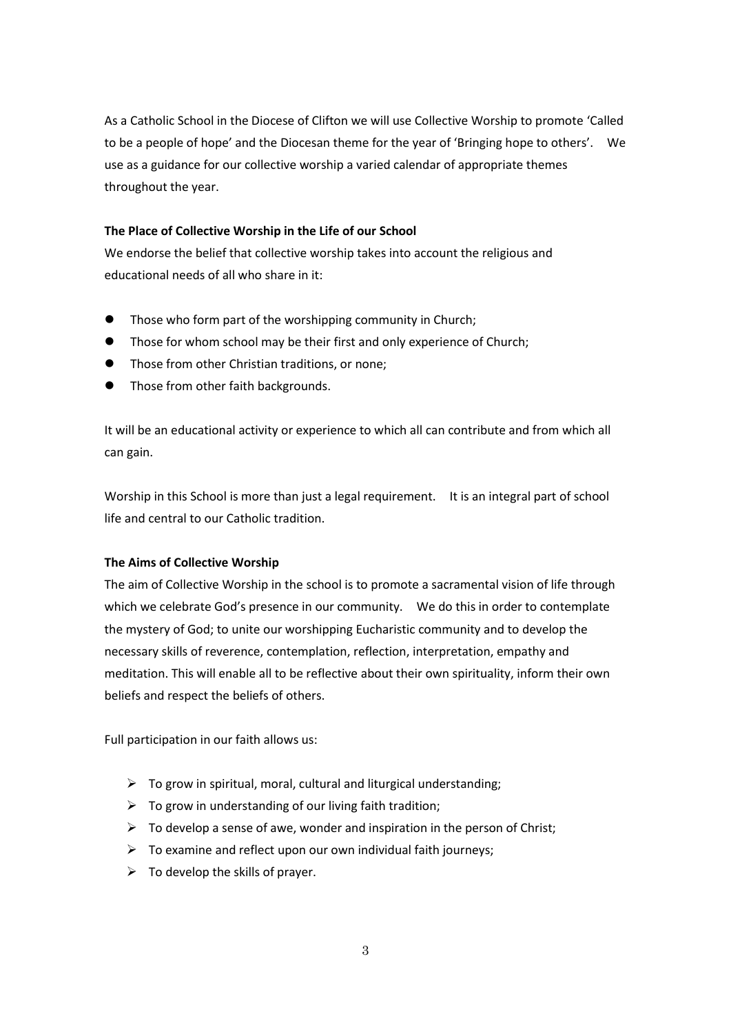As a Catholic School in the Diocese of Clifton we will use Collective Worship to promote 'Called to be a people of hope' and the Diocesan theme for the year of 'Bringing hope to others'. We use as a guidance for our collective worship a varied calendar of appropriate themes throughout the year.

**The Place of Collective Worship in the Life of our School**

We endorse the belief that collective worship takes into account the religious and educational needs of all who share in it:

- Those who form part of the worshipping community in Church;
- Those for whom school may be their first and only experience of Church;
- Those from other Christian traditions, or none;
- Those from other faith backgrounds.

It will be an educational activity or experience to which all can contribute and from which all can gain.

Worship in this School is more than just a legal requirement. It is an integral part of school life and central to our Catholic tradition.

**The Aims of Collective Worship**

The aim of Collective Worship in the school is to promote a sacramental vision of life through which we celebrate God's presence in our community. We do this in order to contemplate the mystery of God; to unite our worshipping Eucharistic community and to develop the necessary skills of reverence, contemplation, reflection, interpretation, empathy and meditation. This will enable all to be reflective about their own spirituality, inform their own beliefs and respect the beliefs of others.

Full participation in our faith allows us:

- To grow in spiritual, moral, cultural and liturgical understanding;
- To grow in understanding of our living faith tradition;
- To develop a sense of awe, wonder and inspiration in the person of Christ;
- To examine and reflect upon our own individual faith journeys;
- To develop the skills of prayer.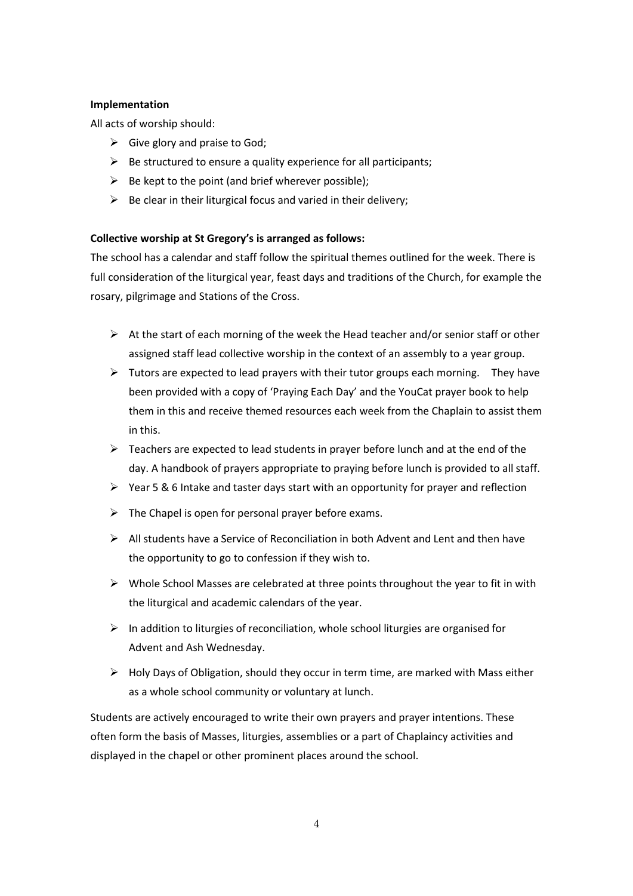**Implementation**

All acts of worship should:

- Give glory and praise to God;
- Be structured to ensure a quality experience for all participants;
- Be kept to the point (and brief wherever possible);
- Be clear in their liturgical focus and varied in their delivery;

**Collective worship at St Gregory's is arranged as follows:**

The school has a calendar and staff follow the spiritual themes outlined for the week. There is full consideration of the liturgical year, feast days and traditions of the Church, for example the rosary, pilgrimage and Stations of the Cross.

- At the start of each morning of the week the Head teacher and/or senior staff or other assigned staff lead collective worship in the context of an assembly to a year group.
- Tutors are expected to lead prayers with their tutor groups each morning. They have been provided with a copy of 'Praying Each Day' and the YouCat prayer book to help them in this and receive themed resources each week from the Chaplain to assist them in this.
- Teachers are expected to lead students in prayer before lunch and at the end of the day. A handbook of prayers appropriate to praying before lunch is provided to all staff.
- Year 5 & 6 Intake and taster days start with an opportunity for prayer and reflection
- The Chapel is open for personal prayer before exams.
- All students have a Service of Reconciliation in both Advent and Lent and then have the opportunity to go to confession if they wish to.
- Whole School Masses are celebrated at three points throughout the year to fit in with the liturgical and academic calendars of the year.
- In addition to liturgies of reconciliation, whole school liturgies are organised for Advent and Ash Wednesday.
- Holy Days of Obligation, should they occur in term time, are marked with Mass either as a whole school community or voluntary at lunch.

Students are actively encouraged to write their own prayers and prayer intentions. These often form the basis of Masses, liturgies, assemblies or a part of Chaplaincy activities and displayed in the chapel or other prominent places around the school.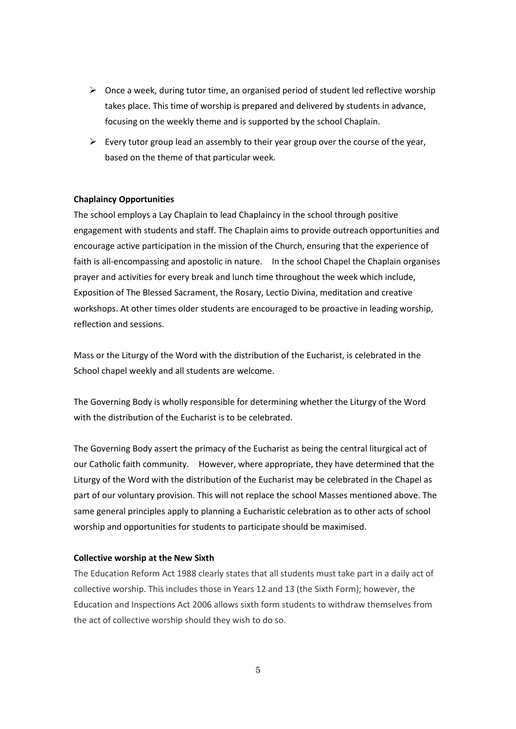- Once a week, during tutor time, an organised period of student led reflective worship takes place. This time of worship is prepared and delivered by students in advance, focusing on the weekly theme and is supported by the school Chaplain.
- Every tutor group lead an assembly to their year group over the course of the year, based on the theme of that particular week.

**Chaplaincy Opportunities**

The school employs a Lay Chaplain to lead Chaplaincy in the school through positive engagement with students and staff. The Chaplain aims to provide outreach opportunities and encourage active participation in the mission of the Church, ensuring that the experience of faith is all-encompassing and apostolic in nature. In the school Chapel the Chaplain organises prayer and activities for every break and lunch time throughout the week which include, Exposition of The Blessed Sacrament, the Rosary, Lectio Divina, meditation and creative workshops. At other times older students are encouraged to be proactive in leading worship, reflection and sessions.

Mass or the Liturgy of the Word with the distribution of the Eucharist, is celebrated in the School chapel weekly and all students are welcome.

The Governing Body is wholly responsible for determining whether the Liturgy of the Word with the distribution of the Eucharist is to be celebrated.

The Governing Body assert the primacy of the Eucharist as being the central liturgical act of our Catholic faith community. However, where appropriate, they have determined that the Liturgy of the Word with the distribution of the Eucharist may be celebrated in the Chapel as part of our voluntary provision. This will not replace the school Masses mentioned above. The same general principles apply to planning a Eucharistic celebration as to other acts of school worship and opportunities for students to participate should be maximised.

**Collective worship at the New Sixth**

The Education Reform Act 1988 clearly states that all students must take part in a daily act of collective worship. This includes those in Years 12 and 13 (the Sixth Form); however, the Education and Inspections Act 2006 allows sixth form students to withdraw themselves from the act of collective worship should they wish to do so.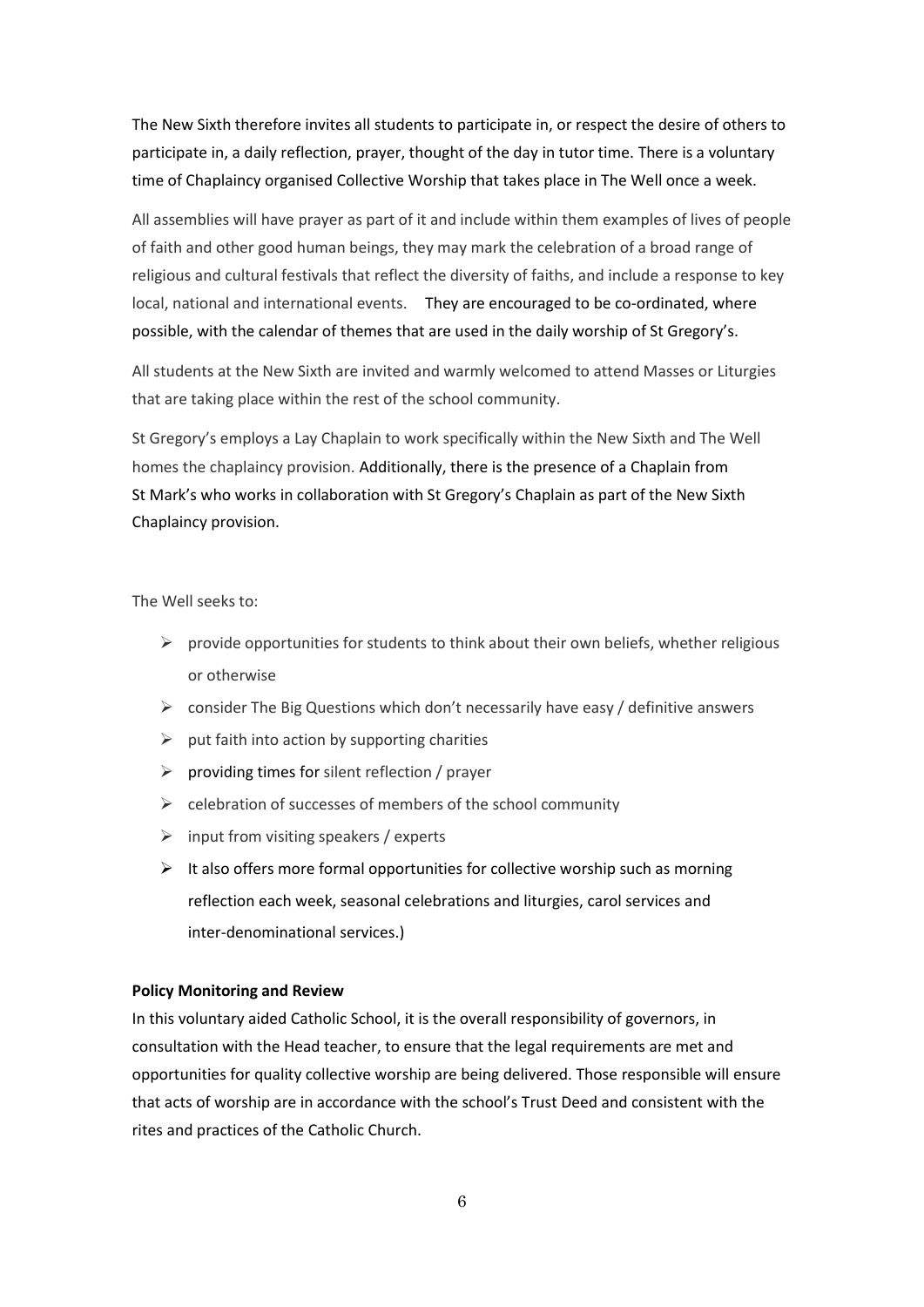The New Sixth therefore invites all students to participate in, or respect the desire of others to participate in, a daily reflection, prayer, thought of the day in tutor time. There is a voluntary time of Chaplaincy organised Collective Worship that takes place in The Well once a week.

All assemblies will have prayer as part of it and include within them examples of lives of people of faith and other good human beings, they may mark the celebration of a broad range of religious and cultural festivals that reflect the diversity of faiths, and include a response to key local, national and international events.    They are encouraged to be co-ordinated, where possible, with the calendar of themes that are used in the daily worship of St Gregory's.

All students at the New Sixth are invited and warmly welcomed to attend Masses or Liturgies that are taking place within the rest of the school community.

St Gregory's employs a Lay Chaplain to work specifically within the New Sixth and The Well homes the chaplaincy provision. Additionally, there is the presence of a Chaplain from St Mark's who works in collaboration with St Gregory's Chaplain as part of the New Sixth Chaplaincy provision.

The Well seeks to:

- provide opportunities for students to think about their own beliefs, whether religious or otherwise
- consider The Big Questions which don't necessarily have easy / definitive answers
- put faith into action by supporting charities
- providing times for silent reflection / prayer
- celebration of successes of members of the school community
- input from visiting speakers / experts
- It also offers more formal opportunities for collective worship such as morning reflection each week, seasonal celebrations and liturgies, carol services and inter-denominational services.)

**Policy Monitoring and Review**

In this voluntary aided Catholic School, it is the overall responsibility of governors, in consultation with the Head teacher, to ensure that the legal requirements are met and opportunities for quality collective worship are being delivered. Those responsible will ensure that acts of worship are in accordance with the school's Trust Deed and consistent with the rites and practices of the Catholic Church.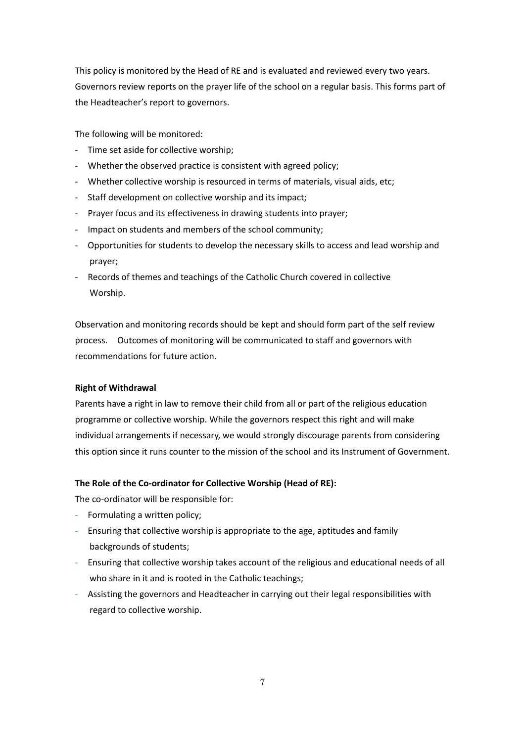This policy is monitored by the Head of RE and is evaluated and reviewed every two years. Governors review reports on the prayer life of the school on a regular basis. This forms part of the Headteacher's report to governors.

The following will be monitored:

- Time set aside for collective worship;
- Whether the observed practice is consistent with agreed policy;
- Whether collective worship is resourced in terms of materials, visual aids, etc;
- Staff development on collective worship and its impact;
- Prayer focus and its effectiveness in drawing students into prayer;
- Impact on students and members of the school community;
- Opportunities for students to develop the necessary skills to access and lead worship and prayer;
- Records of themes and teachings of the Catholic Church covered in collective Worship.

Observation and monitoring records should be kept and should form part of the self review process. Outcomes of monitoring will be communicated to staff and governors with recommendations for future action.

**Right of Withdrawal**

Parents have a right in law to remove their child from all or part of the religious education programme or collective worship. While the governors respect this right and will make individual arrangements if necessary, we would strongly discourage parents from considering this option since it runs counter to the mission of the school and its Instrument of Government.

**The Role of the Co-ordinator for Collective Worship (Head of RE):**

The co-ordinator will be responsible for:

- Formulating a written policy;
- Ensuring that collective worship is appropriate to the age, aptitudes and family backgrounds of students;
- Ensuring that collective worship takes account of the religious and educational needs of all who share in it and is rooted in the Catholic teachings;
- Assisting the governors and Headteacher in carrying out their legal responsibilities with regard to collective worship.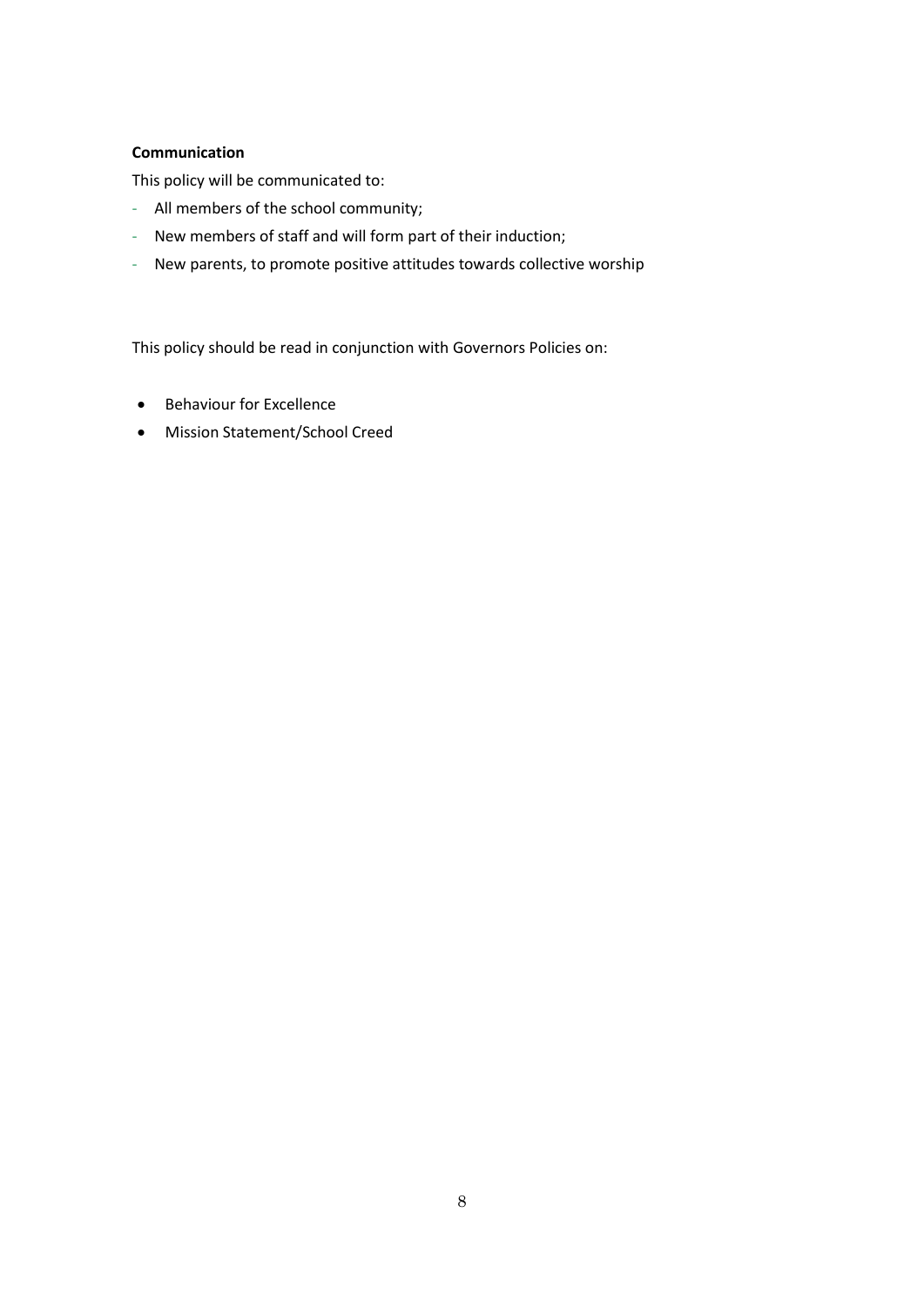**Communication**

This policy will be communicated to:

- All members of the school community;
- New members of staff and will form part of their induction;
- New parents, to promote positive attitudes towards collective worship

This policy should be read in conjunction with Governors Policies on:

- Behaviour for Excellence
- Mission Statement/School Creed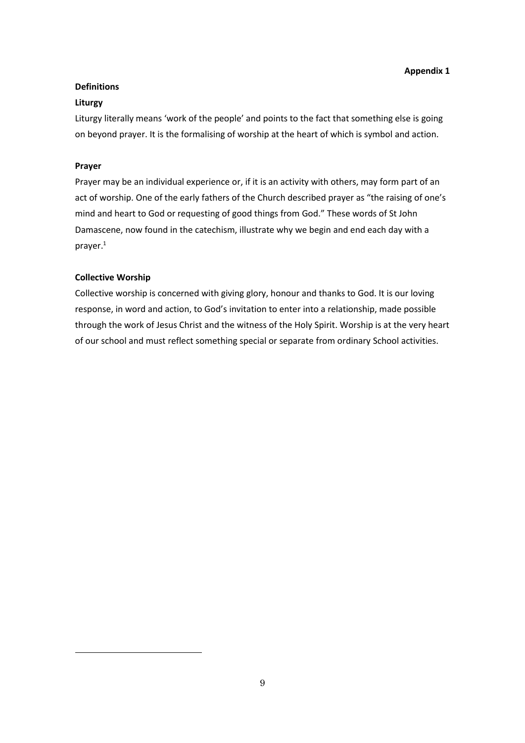**Appendix 1**

## Definitions

### Liturgy

Liturgy literally means ‘work of the people’ and points to the fact that something else is going on beyond prayer. It is the formalising of worship at the heart of which is symbol and action.

### Prayer

Prayer may be an individual experience or, if it is an activity with others, may form part of an act of worship. One of the early fathers of the Church described prayer as “the raising of one’s mind and heart to God or requesting of good things from God.” These words of St John Damascene, now found in the catechism, illustrate why we begin and end each day with a prayer.[1]

### Collective Worship

Collective worship is concerned with giving glory, honour and thanks to God. It is our loving response, in word and action, to God’s invitation to enter into a relationship, made possible through the work of Jesus Christ and the witness of the Holy Spirit. Worship is at the very heart of our school and must reflect something special or separate from ordinary School activities.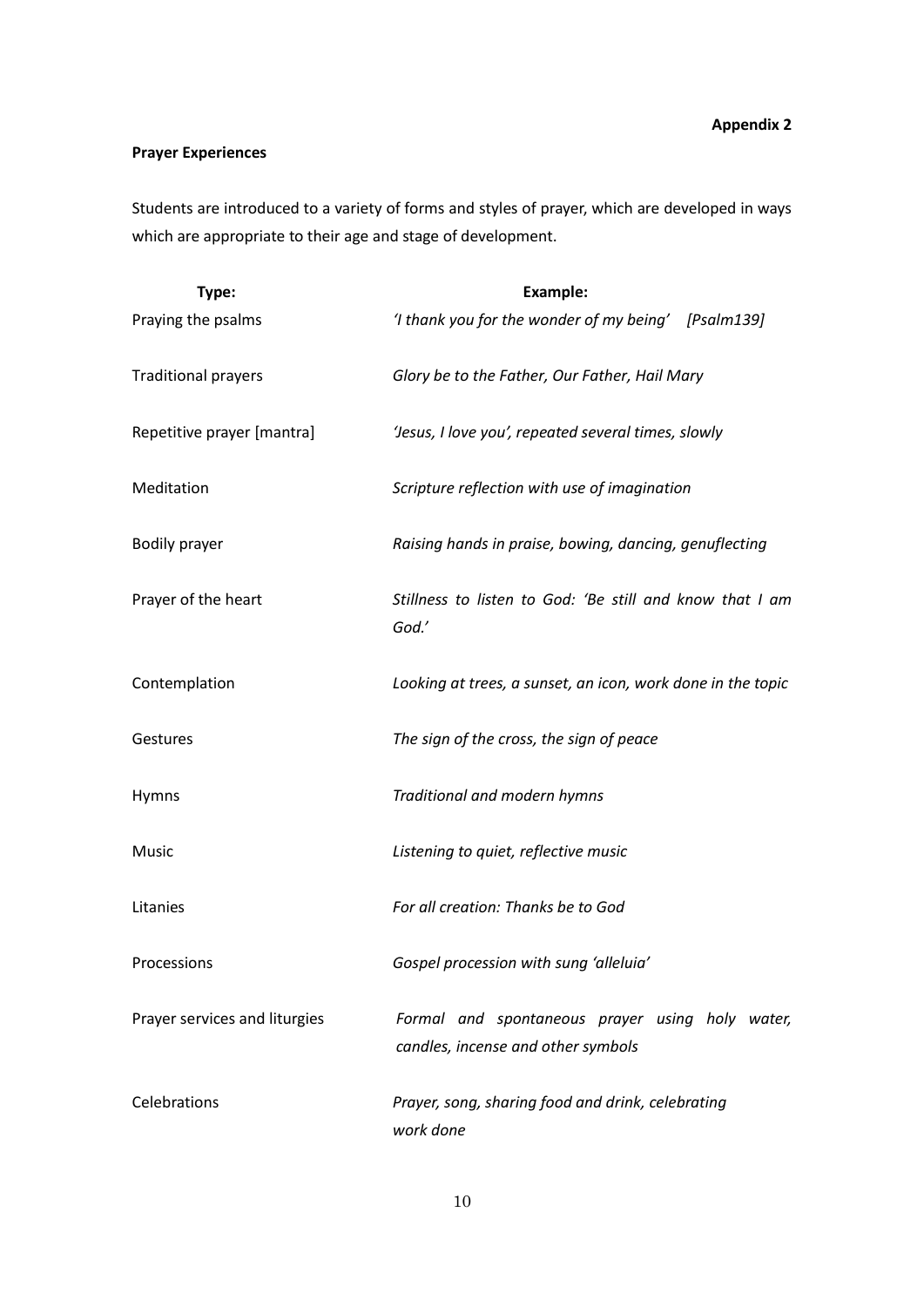**Appendix 2**

**Prayer Experiences**

Students are introduced to a variety of forms and styles of prayer, which are developed in ways which are appropriate to their age and stage of development.

| **Type:** | **Example:** |
|---|---|
| Praying the psalms | *'I thank you for the wonder of my being' [Psalm139]* |
| Traditional prayers | *Glory be to the Father, Our Father, Hail Mary* |
| Repetitive prayer [mantra] | *'Jesus, I love you', repeated several times, slowly* |
| Meditation | *Scripture reflection with use of imagination* |
| Bodily prayer | *Raising hands in praise, bowing, dancing, genuflecting* |
| Prayer of the heart | *Stillness to listen to God: 'Be still and know that I am God.'* |
| Contemplation | *Looking at trees, a sunset, an icon, work done in the topic* |
| Gestures | *The sign of the cross, the sign of peace* |
| Hymns | *Traditional and modern hymns* |
| Music | *Listening to quiet, reflective music* |
| Litanies | *For all creation: Thanks be to God* |
| Processions | *Gospel procession with sung 'alleluia'* |
| Prayer services and liturgies | *Formal and spontaneous prayer using holy water, candles, incense and other symbols* |
| Celebrations | *Prayer, song, sharing food and drink, celebrating work done* |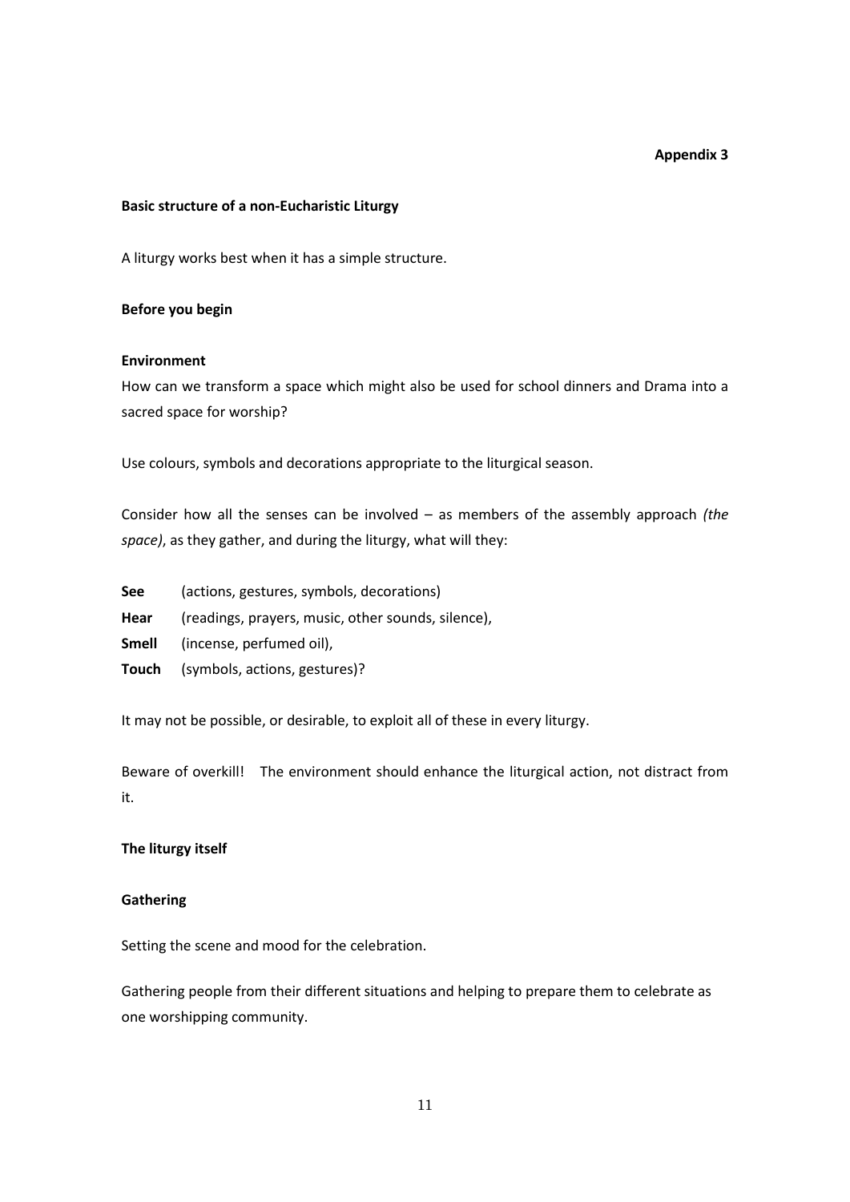**Appendix 3**

## Basic structure of a non-Eucharistic Liturgy

A liturgy works best when it has a simple structure.

### Before you begin

**Environment**

How can we transform a space which might also be used for school dinners and Drama into a sacred space for worship?

Use colours, symbols and decorations appropriate to the liturgical season.

Consider how all the senses can be involved – as members of the assembly approach *(the space)*, as they gather, and during the liturgy, what will they:

**See** (actions, gestures, symbols, decorations)
**Hear** (readings, prayers, music, other sounds, silence),
**Smell** (incense, perfumed oil),
**Touch** (symbols, actions, gestures)?

It may not be possible, or desirable, to exploit all of these in every liturgy.

Beware of overkill! The environment should enhance the liturgical action, not distract from it.

### The liturgy itself

**Gathering**

Setting the scene and mood for the celebration.

Gathering people from their different situations and helping to prepare them to celebrate as one worshipping community.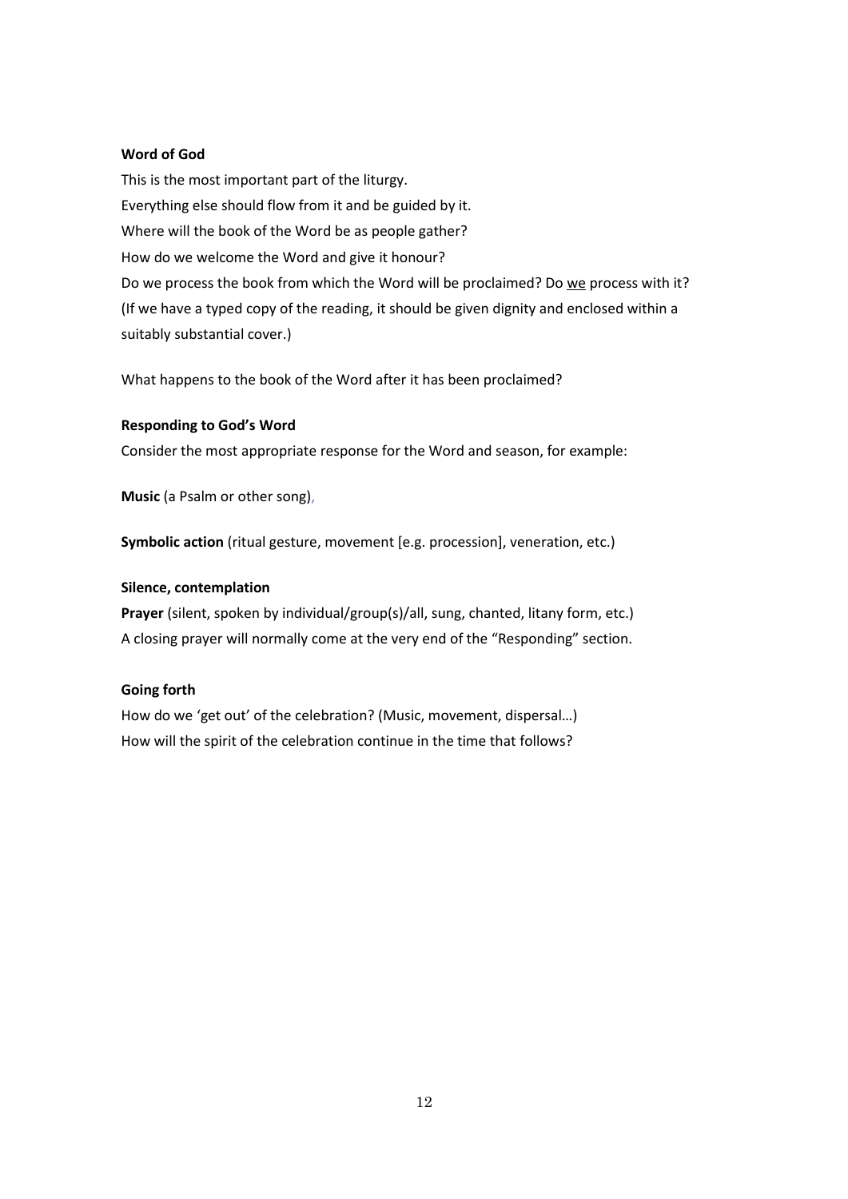**Word of God**

This is the most important part of the liturgy.
Everything else should flow from it and be guided by it.
Where will the book of the Word be as people gather?
How do we welcome the Word and give it honour?
Do we process the book from which the Word will be proclaimed? Do <u>we</u> process with it?
(If we have a typed copy of the reading, it should be given dignity and enclosed within a suitably substantial cover.)

What happens to the book of the Word after it has been proclaimed?

**Responding to God's Word**

Consider the most appropriate response for the Word and season, for example:

**Music** (a Psalm or other song),

**Symbolic action** (ritual gesture, movement [e.g. procession], veneration, etc.)

**Silence, contemplation**

**Prayer** (silent, spoken by individual/group(s)/all, sung, chanted, litany form, etc.)
A closing prayer will normally come at the very end of the "Responding" section.

**Going forth**

How do we 'get out' of the celebration? (Music, movement, dispersal…)
How will the spirit of the celebration continue in the time that follows?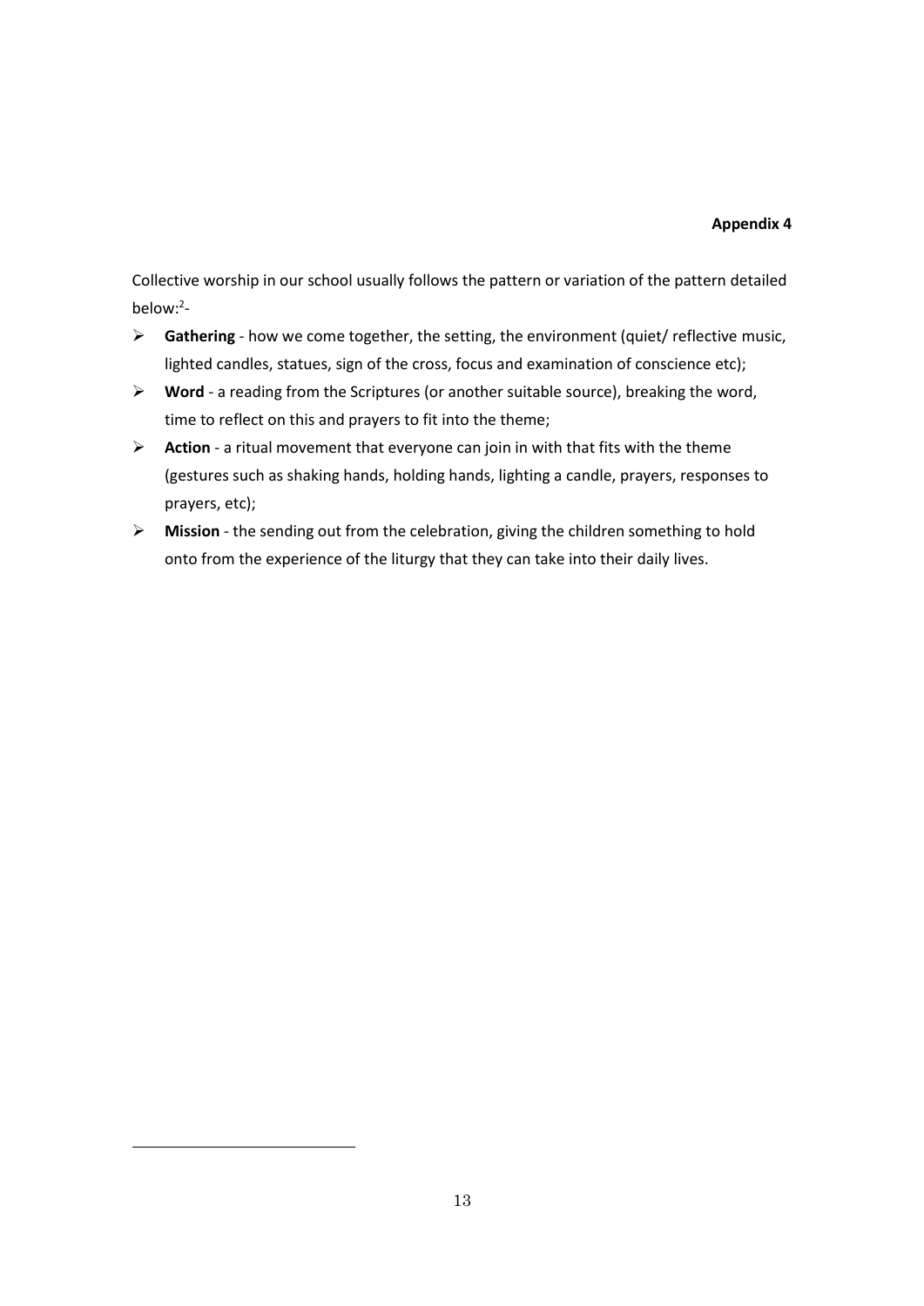**Appendix 4**

Collective worship in our school usually follows the pattern or variation of the pattern detailed below:[2]-

- **Gathering** - how we come together, the setting, the environment (quiet/ reflective music, lighted candles, statues, sign of the cross, focus and examination of conscience etc);
- **Word** - a reading from the Scriptures (or another suitable source), breaking the word, time to reflect on this and prayers to fit into the theme;
- **Action** - a ritual movement that everyone can join in with that fits with the theme (gestures such as shaking hands, holding hands, lighting a candle, prayers, responses to prayers, etc);
- **Mission** - the sending out from the celebration, giving the children something to hold onto from the experience of the liturgy that they can take into their daily lives.